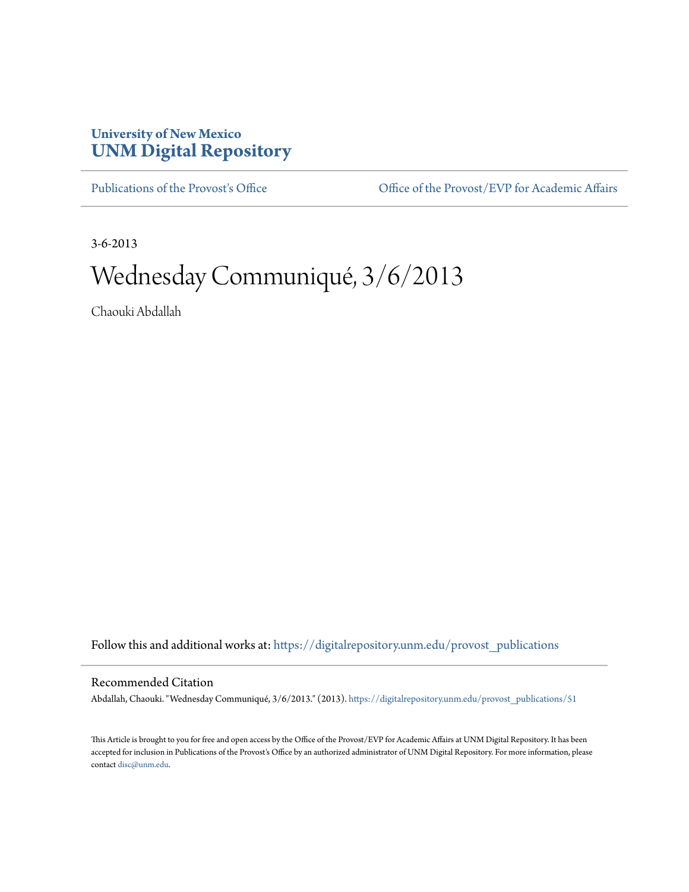University of New Mexico
**UNM Digital Repository**

Publications of the Provost's Office | Office of the Provost/EVP for Academic Affairs

3-6-2013

# Wednesday Communiqué, 3/6/2013

Chaouki Abdallah

Follow this and additional works at: https://digitalrepository.unm.edu/provost_publications

## Recommended Citation

Abdallah, Chaouki. "Wednesday Communiqué, 3/6/2013." (2013). https://digitalrepository.unm.edu/provost_publications/51

This Article is brought to you for free and open access by the Office of the Provost/EVP for Academic Affairs at UNM Digital Repository. It has been accepted for inclusion in Publications of the Provost's Office by an authorized administrator of UNM Digital Repository. For more information, please contact disc@unm.edu.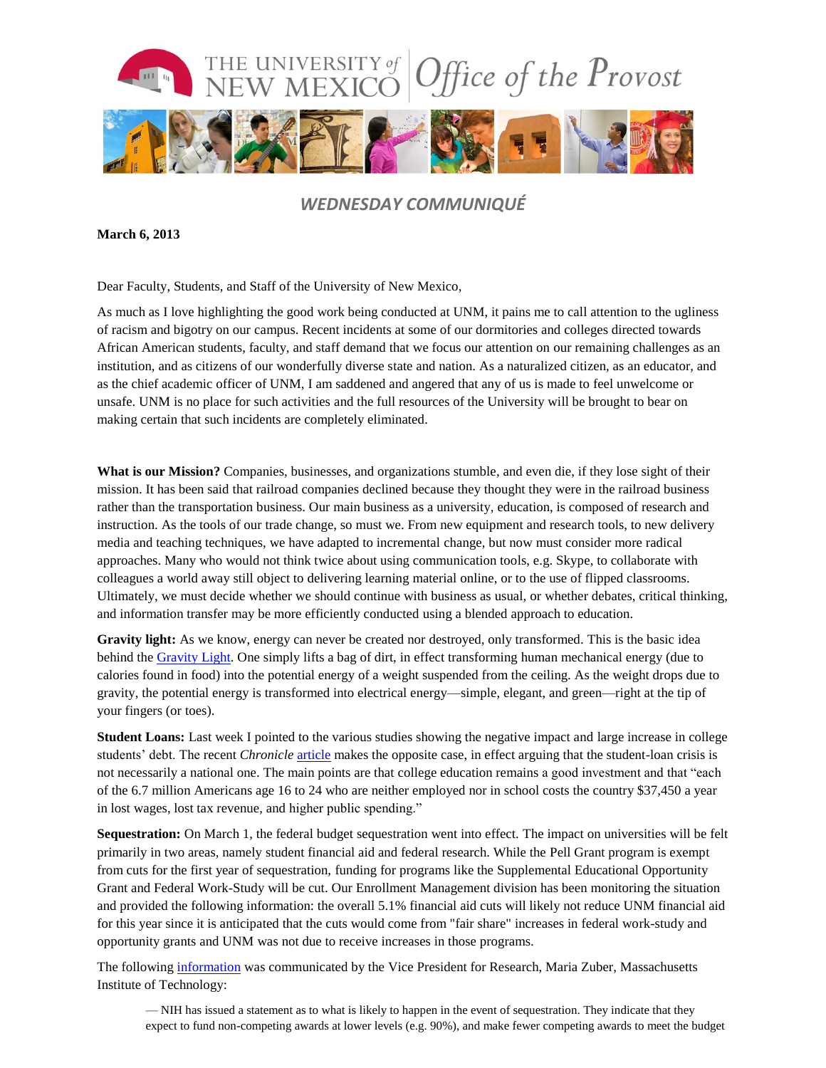# THE UNIVERSITY of NEW MEXICO Office of the Provost

## *WEDNESDAY COMMUNIQUÉ*

**March 6, 2013**

Dear Faculty, Students, and Staff of the University of New Mexico,

As much as I love highlighting the good work being conducted at UNM, it pains me to call attention to the ugliness of racism and bigotry on our campus. Recent incidents at some of our dormitories and colleges directed towards African American students, faculty, and staff demand that we focus our attention on our remaining challenges as an institution, and as citizens of our wonderfully diverse state and nation. As a naturalized citizen, as an educator, and as the chief academic officer of UNM, I am saddened and angered that any of us is made to feel unwelcome or unsafe. UNM is no place for such activities and the full resources of the University will be brought to bear on making certain that such incidents are completely eliminated.

**What is our Mission?** Companies, businesses, and organizations stumble, and even die, if they lose sight of their mission. It has been said that railroad companies declined because they thought they were in the railroad business rather than the transportation business. Our main business as a university, education, is composed of research and instruction. As the tools of our trade change, so must we. From new equipment and research tools, to new delivery media and teaching techniques, we have adapted to incremental change, but now must consider more radical approaches. Many who would not think twice about using communication tools, e.g. Skype, to collaborate with colleagues a world away still object to delivering learning material online, or to the use of flipped classrooms. Ultimately, we must decide whether we should continue with business as usual, or whether debates, critical thinking, and information transfer may be more efficiently conducted using a blended approach to education.

**Gravity light:** As we know, energy can never be created nor destroyed, only transformed. This is the basic idea behind the Gravity Light. One simply lifts a bag of dirt, in effect transforming human mechanical energy (due to calories found in food) into the potential energy of a weight suspended from the ceiling. As the weight drops due to gravity, the potential energy is transformed into electrical energy—simple, elegant, and green—right at the tip of your fingers (or toes).

**Student Loans:** Last week I pointed to the various studies showing the negative impact and large increase in college students' debt. The recent *Chronicle* article makes the opposite case, in effect arguing that the student-loan crisis is not necessarily a national one. The main points are that college education remains a good investment and that "each of the 6.7 million Americans age 16 to 24 who are neither employed nor in school costs the country $37,450 a year in lost wages, lost tax revenue, and higher public spending."

**Sequestration:** On March 1, the federal budget sequestration went into effect. The impact on universities will be felt primarily in two areas, namely student financial aid and federal research. While the Pell Grant program is exempt from cuts for the first year of sequestration, funding for programs like the Supplemental Educational Opportunity Grant and Federal Work-Study will be cut. Our Enrollment Management division has been monitoring the situation and provided the following information: the overall 5.1% financial aid cuts will likely not reduce UNM financial aid for this year since it is anticipated that the cuts would come from "fair share" increases in federal work-study and opportunity grants and UNM was not due to receive increases in those programs.

The following information was communicated by the Vice President for Research, Maria Zuber, Massachusetts Institute of Technology:

> — NIH has issued a statement as to what is likely to happen in the event of sequestration. They indicate that they expect to fund non-competing awards at lower levels (e.g. 90%), and make fewer competing awards to meet the budget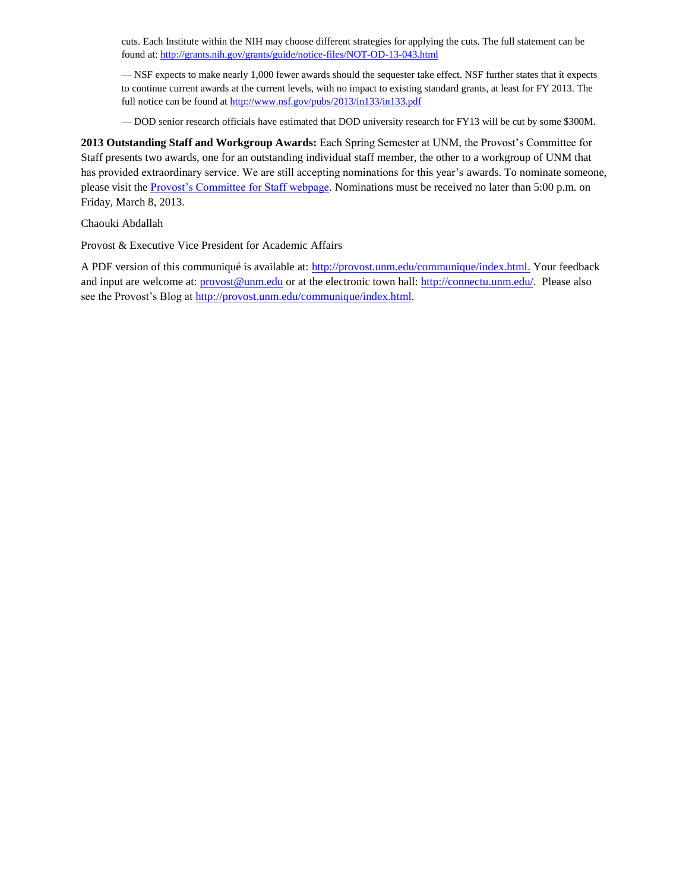cuts. Each Institute within the NIH may choose different strategies for applying the cuts. The full statement can be found at: http://grants.nih.gov/grants/guide/notice-files/NOT-OD-13-043.html

— NSF expects to make nearly 1,000 fewer awards should the sequester take effect. NSF further states that it expects to continue current awards at the current levels, with no impact to existing standard grants, at least for FY 2013. The full notice can be found at http://www.nsf.gov/pubs/2013/in133/in133.pdf

— DOD senior research officials have estimated that DOD university research for FY13 will be cut by some $300M.

**2013 Outstanding Staff and Workgroup Awards:** Each Spring Semester at UNM, the Provost's Committee for Staff presents two awards, one for an outstanding individual staff member, the other to a workgroup of UNM that has provided extraordinary service. We are still accepting nominations for this year's awards. To nominate someone, please visit the Provost's Committee for Staff webpage. Nominations must be received no later than 5:00 p.m. on Friday, March 8, 2013.

Chaouki Abdallah

Provost & Executive Vice President for Academic Affairs

A PDF version of this communiqué is available at: http://provost.unm.edu/communique/index.html. Your feedback and input are welcome at: provost@unm.edu or at the electronic town hall: http://connectu.unm.edu/. Please also see the Provost's Blog at http://provost.unm.edu/communique/index.html.